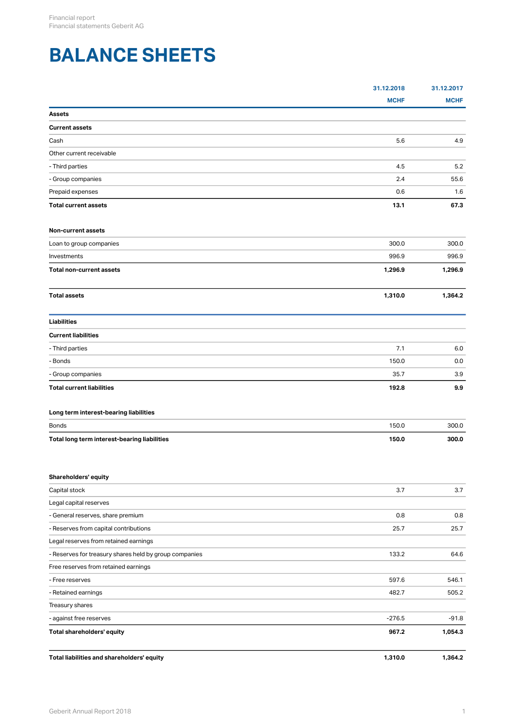# BALANCE SHEETS

| | 31.12.2018 | 31.12.2017 |
|---|---|---|
| | MCHF | MCHF |
| **Assets** | | |
| **Current assets** | | |
| Cash | 5.6 | 4.9 |
| Other current receivable | | |
| - Third parties | 4.5 | 5.2 |
| - Group companies | 2.4 | 55.6 |
| Prepaid expenses | 0.6 | 1.6 |
| **Total current assets** | **13.1** | **67.3** |
| **Non-current assets** | | |
| Loan to group companies | 300.0 | 300.0 |
| Investments | 996.9 | 996.9 |
| **Total non-current assets** | **1,296.9** | **1,296.9** |
| **Total assets** | **1,310.0** | **1,364.2** |
| **Liabilities** | | |
| **Current liabilities** | | |
| - Third parties | 7.1 | 6.0 |
| - Bonds | 150.0 | 0.0 |
| - Group companies | 35.7 | 3.9 |
| **Total current liabilities** | **192.8** | **9.9** |
| **Long term interest-bearing liabilities** | | |
| Bonds | 150.0 | 300.0 |
| **Total long term interest-bearing liabilities** | **150.0** | **300.0** |
| **Shareholders' equity** | | |
| Capital stock | 3.7 | 3.7 |
| Legal capital reserves | | |
| - General reserves, share premium | 0.8 | 0.8 |
| - Reserves from capital contributions | 25.7 | 25.7 |
| Legal reserves from retained earnings | | |
| - Reserves for treasury shares held by group companies | 133.2 | 64.6 |
| Free reserves from retained earnings | | |
| - Free reserves | 597.6 | 546.1 |
| - Retained earnings | 482.7 | 505.2 |
| Treasury shares | | |
| - against free reserves | -276.5 | -91.8 |
| **Total shareholders' equity** | **967.2** | **1,054.3** |
| **Total liabilities and shareholders' equity** | **1,310.0** | **1,364.2** |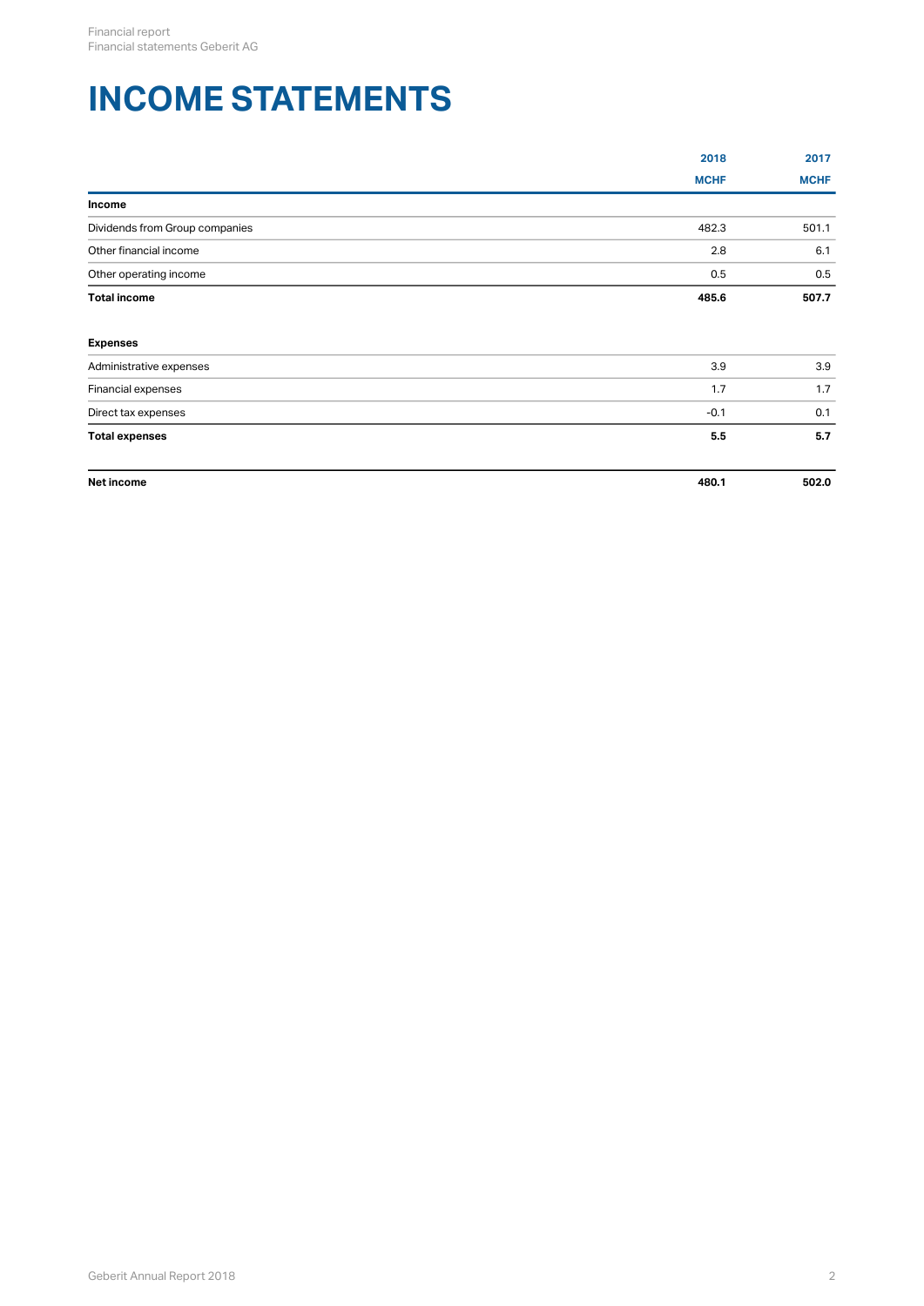# INCOME STATEMENTS

| | 2018 | 2017 |
|---|---|---|
| | MCHF | MCHF |
| **Income** | | |
| Dividends from Group companies | 482.3 | 501.1 |
| Other financial income | 2.8 | 6.1 |
| Other operating income | 0.5 | 0.5 |
| **Total income** | **485.6** | **507.7** |
| | | |
| **Expenses** | | |
| Administrative expenses | 3.9 | 3.9 |
| Financial expenses | 1.7 | 1.7 |
| Direct tax expenses | -0.1 | 0.1 |
| **Total expenses** | **5.5** | **5.7** |
| | | |
| **Net income** | **480.1** | **502.0** |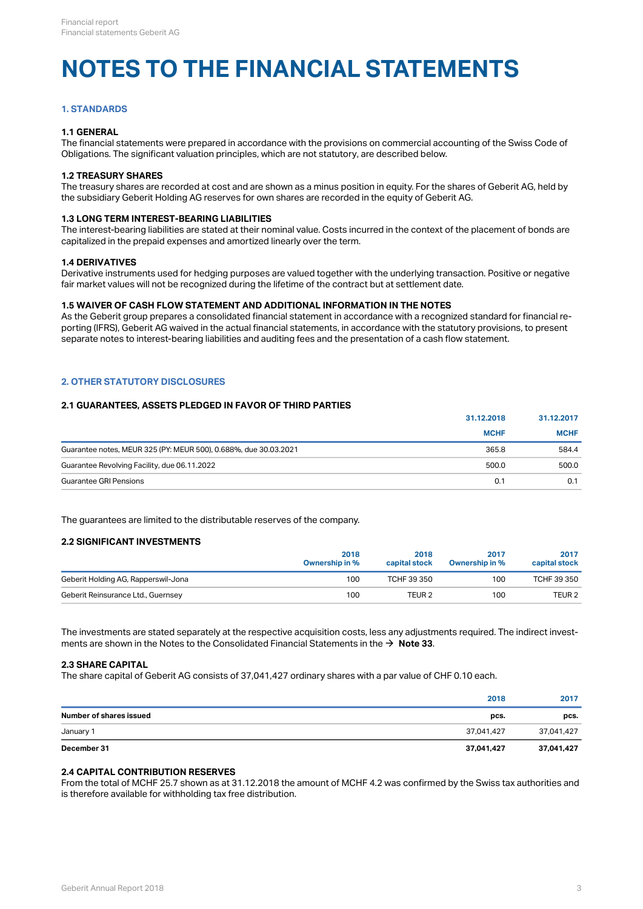# NOTES TO THE FINANCIAL STATEMENTS

## 1. STANDARDS

### 1.1 GENERAL

The financial statements were prepared in accordance with the provisions on commercial accounting of the Swiss Code of Obligations. The significant valuation principles, which are not statutory, are described below.

### 1.2 TREASURY SHARES

The treasury shares are recorded at cost and are shown as a minus position in equity. For the shares of Geberit AG, held by the subsidiary Geberit Holding AG reserves for own shares are recorded in the equity of Geberit AG.

### 1.3 LONG TERM INTEREST-BEARING LIABILITIES

The interest-bearing liabilities are stated at their nominal value. Costs incurred in the context of the placement of bonds are capitalized in the prepaid expenses and amortized linearly over the term.

### 1.4 DERIVATIVES

Derivative instruments used for hedging purposes are valued together with the underlying transaction. Positive or negative fair market values will not be recognized during the lifetime of the contract but at settlement date.

### 1.5 WAIVER OF CASH FLOW STATEMENT AND ADDITIONAL INFORMATION IN THE NOTES

As the Geberit group prepares a consolidated financial statement in accordance with a recognized standard for financial reporting (IFRS), Geberit AG waived in the actual financial statements, in accordance with the statutory provisions, to present separate notes to interest-bearing liabilities and auditing fees and the presentation of a cash flow statement.

## 2. OTHER STATUTORY DISCLOSURES

### 2.1 GUARANTEES, ASSETS PLEDGED IN FAVOR OF THIRD PARTIES

| | 31.12.2018 | 31.12.2017 |
|---|---|---|
| | MCHF | MCHF |
| Guarantee notes, MEUR 325 (PY: MEUR 500), 0.688%, due 30.03.2021 | 365.8 | 584.4 |
| Guarantee Revolving Facility, due 06.11.2022 | 500.0 | 500.0 |
| Guarantee GRI Pensions | 0.1 | 0.1 |

The guarantees are limited to the distributable reserves of the company.

### 2.2 SIGNIFICANT INVESTMENTS

| | 2018 Ownership in % | 2018 capital stock | 2017 Ownership in % | 2017 capital stock |
|---|---|---|---|---|
| Geberit Holding AG, Rapperswil-Jona | 100 | TCHF 39 350 | 100 | TCHF 39 350 |
| Geberit Reinsurance Ltd., Guernsey | 100 | TEUR 2 | 100 | TEUR 2 |

The investments are stated separately at the respective acquisition costs, less any adjustments required. The indirect investments are shown in the Notes to the Consolidated Financial Statements in the → **Note 33**.

### 2.3 SHARE CAPITAL

The share capital of Geberit AG consists of 37,041,427 ordinary shares with a par value of CHF 0.10 each.

| | 2018 | 2017 |
|---|---|---|
| **Number of shares issued** | **pcs.** | **pcs.** |
| January 1 | 37,041,427 | 37,041,427 |
| **December 31** | **37,041,427** | **37,041,427** |

### 2.4 CAPITAL CONTRIBUTION RESERVES

From the total of MCHF 25.7 shown as at 31.12.2018 the amount of MCHF 4.2 was confirmed by the Swiss tax authorities and is therefore available for withholding tax free distribution.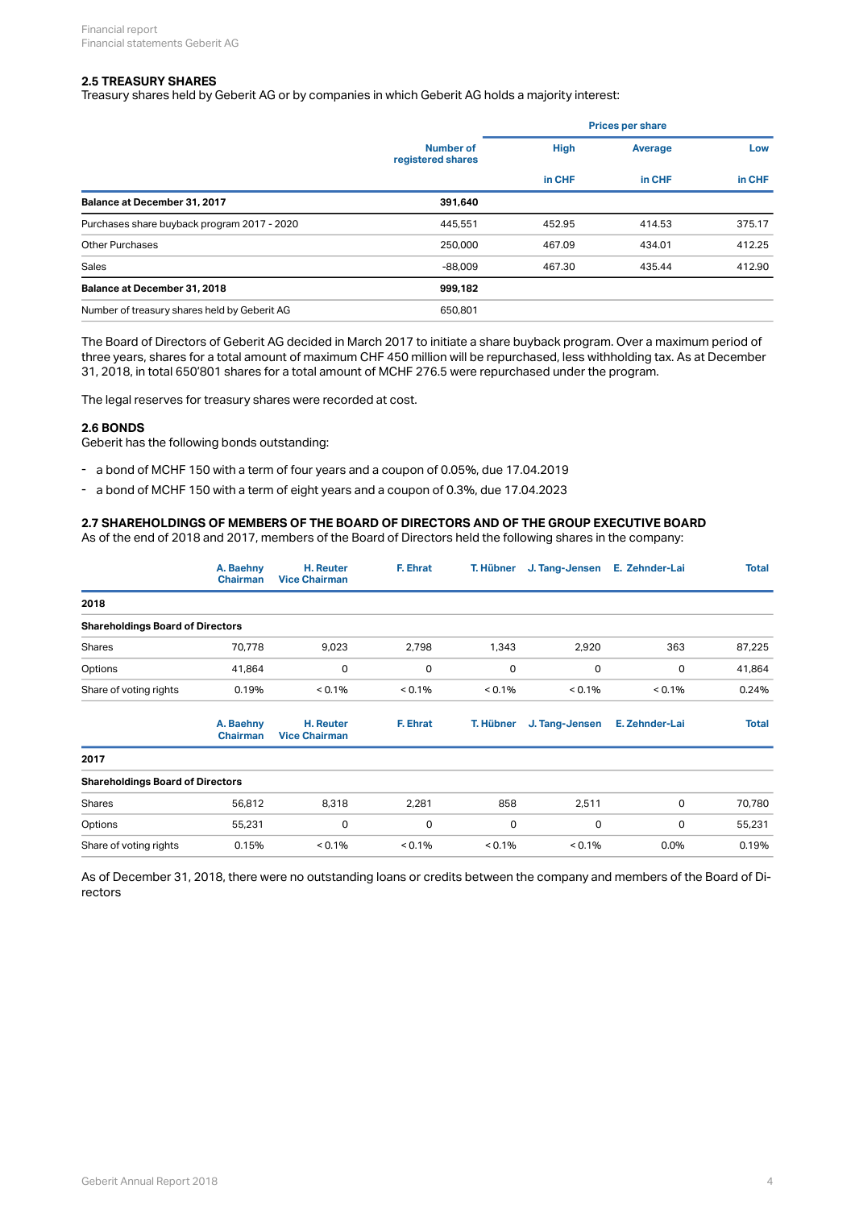## 2.5 TREASURY SHARES

Treasury shares held by Geberit AG or by companies in which Geberit AG holds a majority interest:

| | Number of registered shares | Prices per share | | |
|---|---|---|---|---|
| | | High | Average | Low |
| | | in CHF | in CHF | in CHF |
| **Balance at December 31, 2017** | **391,640** | | | |
| Purchases share buyback program 2017 - 2020 | 445,551 | 452.95 | 414.53 | 375.17 |
| Other Purchases | 250,000 | 467.09 | 434.01 | 412.25 |
| Sales | -88,009 | 467.30 | 435.44 | 412.90 |
| **Balance at December 31, 2018** | **999,182** | | | |
| Number of treasury shares held by Geberit AG | 650,801 | | | |

The Board of Directors of Geberit AG decided in March 2017 to initiate a share buyback program. Over a maximum period of three years, shares for a total amount of maximum CHF 450 million will be repurchased, less withholding tax. As at December 31, 2018, in total 650'801 shares for a total amount of MCHF 276.5 were repurchased under the program.

The legal reserves for treasury shares were recorded at cost.

## 2.6 BONDS

Geberit has the following bonds outstanding:

- a bond of MCHF 150 with a term of four years and a coupon of 0.05%, due 17.04.2019
- a bond of MCHF 150 with a term of eight years and a coupon of 0.3%, due 17.04.2023

## 2.7 SHAREHOLDINGS OF MEMBERS OF THE BOARD OF DIRECTORS AND OF THE GROUP EXECUTIVE BOARD

As of the end of 2018 and 2017, members of the Board of Directors held the following shares in the company:

| | A. Baehny Chairman | H. Reuter Vice Chairman | F. Ehrat | T. Hübner | J. Tang-Jensen | E. Zehnder-Lai | Total |
|---|---|---|---|---|---|---|---|
| **2018** | | | | | | | |
| **Shareholdings Board of Directors** | | | | | | | |
| Shares | 70,778 | 9,023 | 2,798 | 1,343 | 2,920 | 363 | 87,225 |
| Options | 41,864 | 0 | 0 | 0 | 0 | 0 | 41,864 |
| Share of voting rights | 0.19% | < 0.1% | < 0.1% | < 0.1% | < 0.1% | < 0.1% | 0.24% |

| | A. Baehny Chairman | H. Reuter Vice Chairman | F. Ehrat | T. Hübner | J. Tang-Jensen | E. Zehnder-Lai | Total |
|---|---|---|---|---|---|---|---|
| **2017** | | | | | | | |
| **Shareholdings Board of Directors** | | | | | | | |
| Shares | 56,812 | 8,318 | 2,281 | 858 | 2,511 | 0 | 70,780 |
| Options | 55,231 | 0 | 0 | 0 | 0 | 0 | 55,231 |
| Share of voting rights | 0.15% | < 0.1% | < 0.1% | < 0.1% | < 0.1% | 0.0% | 0.19% |

As of December 31, 2018, there were no outstanding loans or credits between the company and members of the Board of Directors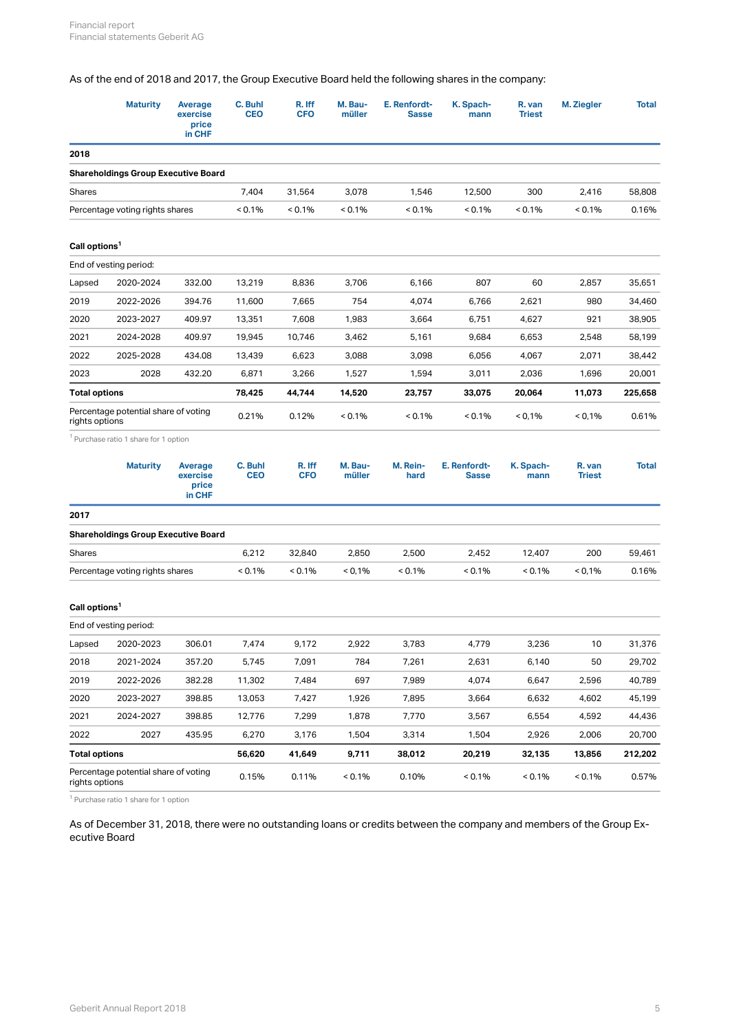As of the end of 2018 and 2017, the Group Executive Board held the following shares in the company:

| | Maturity | Average exercise price in CHF | C. Buhl CEO | R. Iff CFO | M. Baumüller | E. Renfordt-Sasse | K. Spachmann | R. van Triest | M. Ziegler | Total |
|---|---|---|---|---|---|---|---|---|---|---|
| **2018** | | | | | | | | | | |
| **Shareholdings Group Executive Board** | | | | | | | | | | |
| Shares | | | 7,404 | 31,564 | 3,078 | 1,546 | 12,500 | 300 | 2,416 | 58,808 |
| Percentage voting rights shares | | | < 0.1% | < 0.1% | < 0.1% | < 0.1% | < 0.1% | < 0.1% | < 0.1% | 0.16% |
| **Call options**[1] | | | | | | | | | | |
| End of vesting period: | | | | | | | | | | |
| Lapsed | 2020-2024 | 332.00 | 13,219 | 8,836 | 3,706 | 6,166 | 807 | 60 | 2,857 | 35,651 |
| 2019 | 2022-2026 | 394.76 | 11,600 | 7,665 | 754 | 4,074 | 6,766 | 2,621 | 980 | 34,460 |
| 2020 | 2023-2027 | 409.97 | 13,351 | 7,608 | 1,983 | 3,664 | 6,751 | 4,627 | 921 | 38,905 |
| 2021 | 2024-2028 | 409.97 | 19,945 | 10,746 | 3,462 | 5,161 | 9,684 | 6,653 | 2,548 | 58,199 |
| 2022 | 2025-2028 | 434.08 | 13,439 | 6,623 | 3,088 | 3,098 | 6,056 | 4,067 | 2,071 | 38,442 |
| 2023 | 2028 | 432.20 | 6,871 | 3,266 | 1,527 | 1,594 | 3,011 | 2,036 | 1,696 | 20,001 |
| **Total options** | | | **78,425** | **44,744** | **14,520** | **23,757** | **33,075** | **20,064** | **11,073** | **225,658** |
| Percentage potential share of voting rights options | | | 0.21% | 0.12% | < 0.1% | < 0.1% | < 0.1% | < 0,1% | < 0,1% | 0.61% |

[1] Purchase ratio 1 share for 1 option

| | Maturity | Average exercise price in CHF | C. Buhl CEO | R. Iff CFO | M. Baumüller | M. Reinhard | E. Renfordt-Sasse | K. Spachmann | R. van Triest | Total |
|---|---|---|---|---|---|---|---|---|---|---|
| **2017** | | | | | | | | | | |
| **Shareholdings Group Executive Board** | | | | | | | | | | |
| Shares | | | 6,212 | 32,840 | 2,850 | 2,500 | 2,452 | 12,407 | 200 | 59,461 |
| Percentage voting rights shares | | | < 0.1% | < 0.1% | < 0,1% | < 0.1% | < 0.1% | < 0.1% | < 0,1% | 0.16% |
| **Call options**[1] | | | | | | | | | | |
| End of vesting period: | | | | | | | | | | |
| Lapsed | 2020-2023 | 306.01 | 7,474 | 9,172 | 2,922 | 3,783 | 4,779 | 3,236 | 10 | 31,376 |
| 2018 | 2021-2024 | 357.20 | 5,745 | 7,091 | 784 | 7,261 | 2,631 | 6,140 | 50 | 29,702 |
| 2019 | 2022-2026 | 382.28 | 11,302 | 7,484 | 697 | 7,989 | 4,074 | 6,647 | 2,596 | 40,789 |
| 2020 | 2023-2027 | 398.85 | 13,053 | 7,427 | 1,926 | 7,895 | 3,664 | 6,632 | 4,602 | 45,199 |
| 2021 | 2024-2027 | 398.85 | 12,776 | 7,299 | 1,878 | 7,770 | 3,567 | 6,554 | 4,592 | 44,436 |
| 2022 | 2027 | 435.95 | 6,270 | 3,176 | 1,504 | 3,314 | 1,504 | 2,926 | 2,006 | 20,700 |
| **Total options** | | | **56,620** | **41,649** | **9,711** | **38,012** | **20,219** | **32,135** | **13,856** | **212,202** |
| Percentage potential share of voting rights options | | | 0.15% | 0.11% | < 0.1% | 0.10% | < 0.1% | < 0.1% | < 0.1% | 0.57% |

[1] Purchase ratio 1 share for 1 option

As of December 31, 2018, there were no outstanding loans or credits between the company and members of the Group Executive Board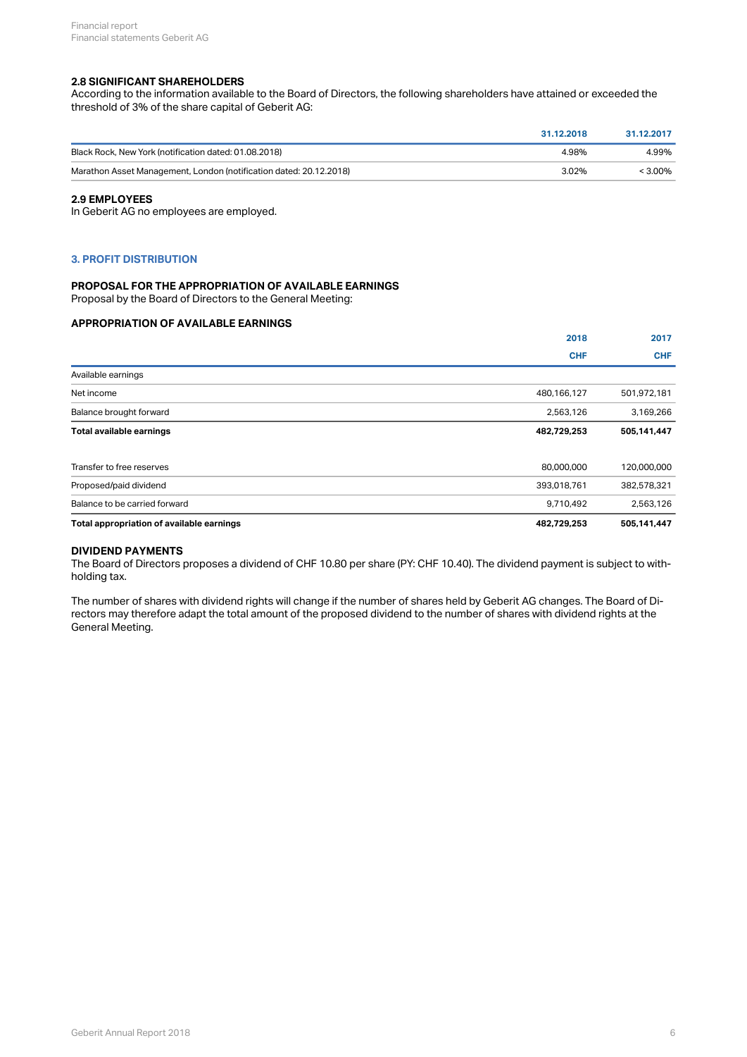### 2.8 SIGNIFICANT SHAREHOLDERS

According to the information available to the Board of Directors, the following shareholders have attained or exceeded the threshold of 3% of the share capital of Geberit AG:

| | 31.12.2018 | 31.12.2017 |
|---|---|---|
| Black Rock, New York (notification dated: 01.08.2018) | 4.98% | 4.99% |
| Marathon Asset Management, London (notification dated: 20.12.2018) | 3.02% | < 3.00% |

### 2.9 EMPLOYEES

In Geberit AG no employees are employed.

## 3. PROFIT DISTRIBUTION

### PROPOSAL FOR THE APPROPRIATION OF AVAILABLE EARNINGS

Proposal by the Board of Directors to the General Meeting:

### APPROPRIATION OF AVAILABLE EARNINGS

| | 2018 | 2017 |
|---|---|---|
| | CHF | CHF |
| Available earnings | | |
| Net income | 480,166,127 | 501,972,181 |
| Balance brought forward | 2,563,126 | 3,169,266 |
| **Total available earnings** | **482,729,253** | **505,141,447** |
| Transfer to free reserves | 80,000,000 | 120,000,000 |
| Proposed/paid dividend | 393,018,761 | 382,578,321 |
| Balance to be carried forward | 9,710,492 | 2,563,126 |
| **Total appropriation of available earnings** | **482,729,253** | **505,141,447** |

### DIVIDEND PAYMENTS

The Board of Directors proposes a dividend of CHF 10.80 per share (PY: CHF 10.40). The dividend payment is subject to withholding tax.

The number of shares with dividend rights will change if the number of shares held by Geberit AG changes. The Board of Directors may therefore adapt the total amount of the proposed dividend to the number of shares with dividend rights at the General Meeting.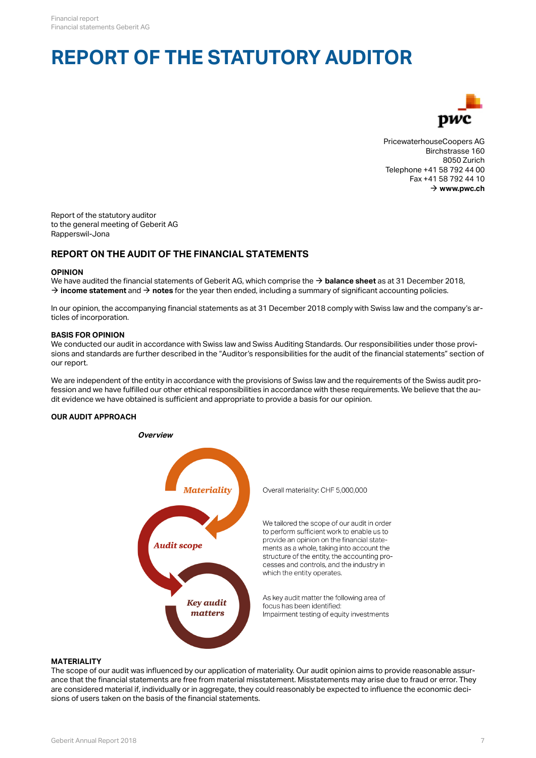# REPORT OF THE STATUTORY AUDITOR

PricewaterhouseCoopers AG
Birchstrasse 160
8050 Zurich
Telephone +41 58 792 44 00
Fax +41 58 792 44 10
→ **www.pwc.ch**

Report of the statutory auditor
to the general meeting of Geberit AG
Rapperswil-Jona

## REPORT ON THE AUDIT OF THE FINANCIAL STATEMENTS

### OPINION

We have audited the financial statements of Geberit AG, which comprise the → **balance sheet** as at 31 December 2018, → **income statement** and → **notes** for the year then ended, including a summary of significant accounting policies.

In our opinion, the accompanying financial statements as at 31 December 2018 comply with Swiss law and the company's articles of incorporation.

### BASIS FOR OPINION

We conducted our audit in accordance with Swiss law and Swiss Auditing Standards. Our responsibilities under those provisions and standards are further described in the "Auditor's responsibilities for the audit of the financial statements" section of our report.

We are independent of the entity in accordance with the provisions of Swiss law and the requirements of the Swiss audit profession and we have fulfilled our other ethical responsibilities in accordance with these requirements. We believe that the audit evidence we have obtained is sufficient and appropriate to provide a basis for our opinion.

### OUR AUDIT APPROACH

***Overview***

*Materiality*

Overall materiality: CHF 5,000,000

*Audit scope*

We tailored the scope of our audit in order to perform sufficient work to enable us to provide an opinion on the financial statements as a whole, taking into account the structure of the entity, the accounting processes and controls, and the industry in which the entity operates.

*Key audit matters*

As key audit matter the following area of focus has been identified:
Impairment testing of equity investments

### MATERIALITY

The scope of our audit was influenced by our application of materiality. Our audit opinion aims to provide reasonable assurance that the financial statements are free from material misstatement. Misstatements may arise due to fraud or error. They are considered material if, individually or in aggregate, they could reasonably be expected to influence the economic decisions of users taken on the basis of the financial statements.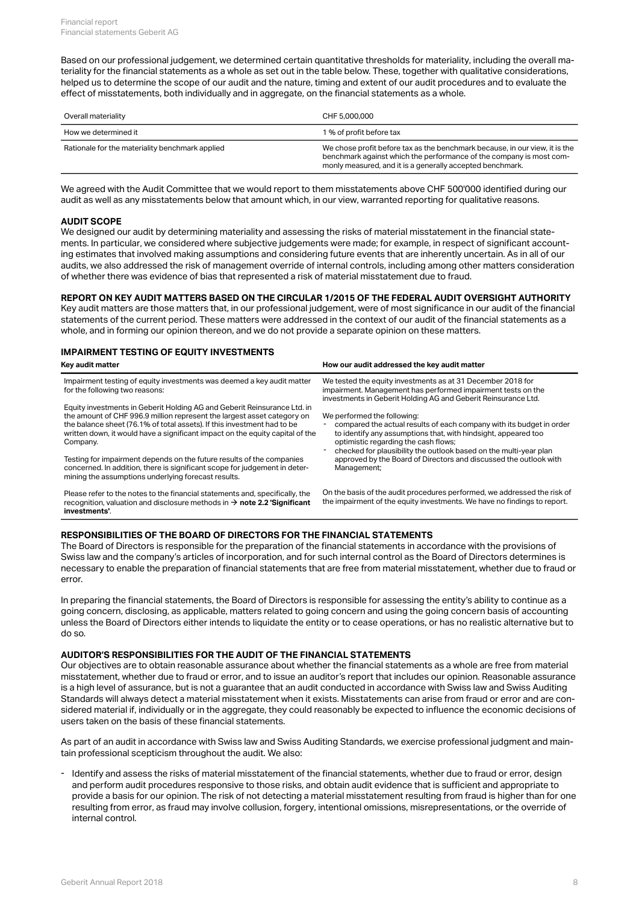Based on our professional judgement, we determined certain quantitative thresholds for materiality, including the overall materiality for the financial statements as a whole as set out in the table below. These, together with qualitative considerations, helped us to determine the scope of our audit and the nature, timing and extent of our audit procedures and to evaluate the effect of misstatements, both individually and in aggregate, on the financial statements as a whole.

| | |
|---|---|
| Overall materiality | CHF 5,000,000 |
| How we determined it | 1 % of profit before tax |
| Rationale for the materiality benchmark applied | We chose profit before tax as the benchmark because, in our view, it is the benchmark against which the performance of the company is most commonly measured, and it is a generally accepted benchmark. |

We agreed with the Audit Committee that we would report to them misstatements above CHF 500'000 identified during our audit as well as any misstatements below that amount which, in our view, warranted reporting for qualitative reasons.

**AUDIT SCOPE**

We designed our audit by determining materiality and assessing the risks of material misstatement in the financial statements. In particular, we considered where subjective judgements were made; for example, in respect of significant accounting estimates that involved making assumptions and considering future events that are inherently uncertain. As in all of our audits, we also addressed the risk of management override of internal controls, including among other matters consideration of whether there was evidence of bias that represented a risk of material misstatement due to fraud.

**REPORT ON KEY AUDIT MATTERS BASED ON THE CIRCULAR 1/2015 OF THE FEDERAL AUDIT OVERSIGHT AUTHORITY**

Key audit matters are those matters that, in our professional judgement, were of most significance in our audit of the financial statements of the current period. These matters were addressed in the context of our audit of the financial statements as a whole, and in forming our opinion thereon, and we do not provide a separate opinion on these matters.

**IMPAIRMENT TESTING OF EQUITY INVESTMENTS**

| Key audit matter | How our audit addressed the key audit matter |
|---|---|
| Impairment testing of equity investments was deemed a key audit matter for the following two reasons:<br><br>Equity investments in Geberit Holding AG and Geberit Reinsurance Ltd. in the amount of CHF 996.9 million represent the largest asset category on the balance sheet (76.1% of total assets). If this investment had to be written down, it would have a significant impact on the equity capital of the Company.<br><br>Testing for impairment depends on the future results of the companies concerned. In addition, there is significant scope for judgement in determining the assumptions underlying forecast results.<br><br>Please refer to the notes to the financial statements and, specifically, the recognition, valuation and disclosure methods in → **note 2.2 'Significant investments'**. | We tested the equity investments as at 31 December 2018 for impairment. Management has performed impairment tests on the investments in Geberit Holding AG and Geberit Reinsurance Ltd.<br><br>We performed the following:<br>- compared the actual results of each company with its budget in order to identify any assumptions that, with hindsight, appeared too optimistic regarding the cash flows;<br>- checked for plausibility the outlook based on the multi-year plan approved by the Board of Directors and discussed the outlook with Management;<br><br>On the basis of the audit procedures performed, we addressed the risk of the impairment of the equity investments. We have no findings to report. |

**RESPONSIBILITIES OF THE BOARD OF DIRECTORS FOR THE FINANCIAL STATEMENTS**

The Board of Directors is responsible for the preparation of the financial statements in accordance with the provisions of Swiss law and the company's articles of incorporation, and for such internal control as the Board of Directors determines is necessary to enable the preparation of financial statements that are free from material misstatement, whether due to fraud or error.

In preparing the financial statements, the Board of Directors is responsible for assessing the entity's ability to continue as a going concern, disclosing, as applicable, matters related to going concern and using the going concern basis of accounting unless the Board of Directors either intends to liquidate the entity or to cease operations, or has no realistic alternative but to do so.

**AUDITOR'S RESPONSIBILITIES FOR THE AUDIT OF THE FINANCIAL STATEMENTS**

Our objectives are to obtain reasonable assurance about whether the financial statements as a whole are free from material misstatement, whether due to fraud or error, and to issue an auditor's report that includes our opinion. Reasonable assurance is a high level of assurance, but is not a guarantee that an audit conducted in accordance with Swiss law and Swiss Auditing Standards will always detect a material misstatement when it exists. Misstatements can arise from fraud or error and are considered material if, individually or in the aggregate, they could reasonably be expected to influence the economic decisions of users taken on the basis of these financial statements.

As part of an audit in accordance with Swiss law and Swiss Auditing Standards, we exercise professional judgment and maintain professional scepticism throughout the audit. We also:

- Identify and assess the risks of material misstatement of the financial statements, whether due to fraud or error, design and perform audit procedures responsive to those risks, and obtain audit evidence that is sufficient and appropriate to provide a basis for our opinion. The risk of not detecting a material misstatement resulting from fraud is higher than for one resulting from error, as fraud may involve collusion, forgery, intentional omissions, misrepresentations, or the override of internal control.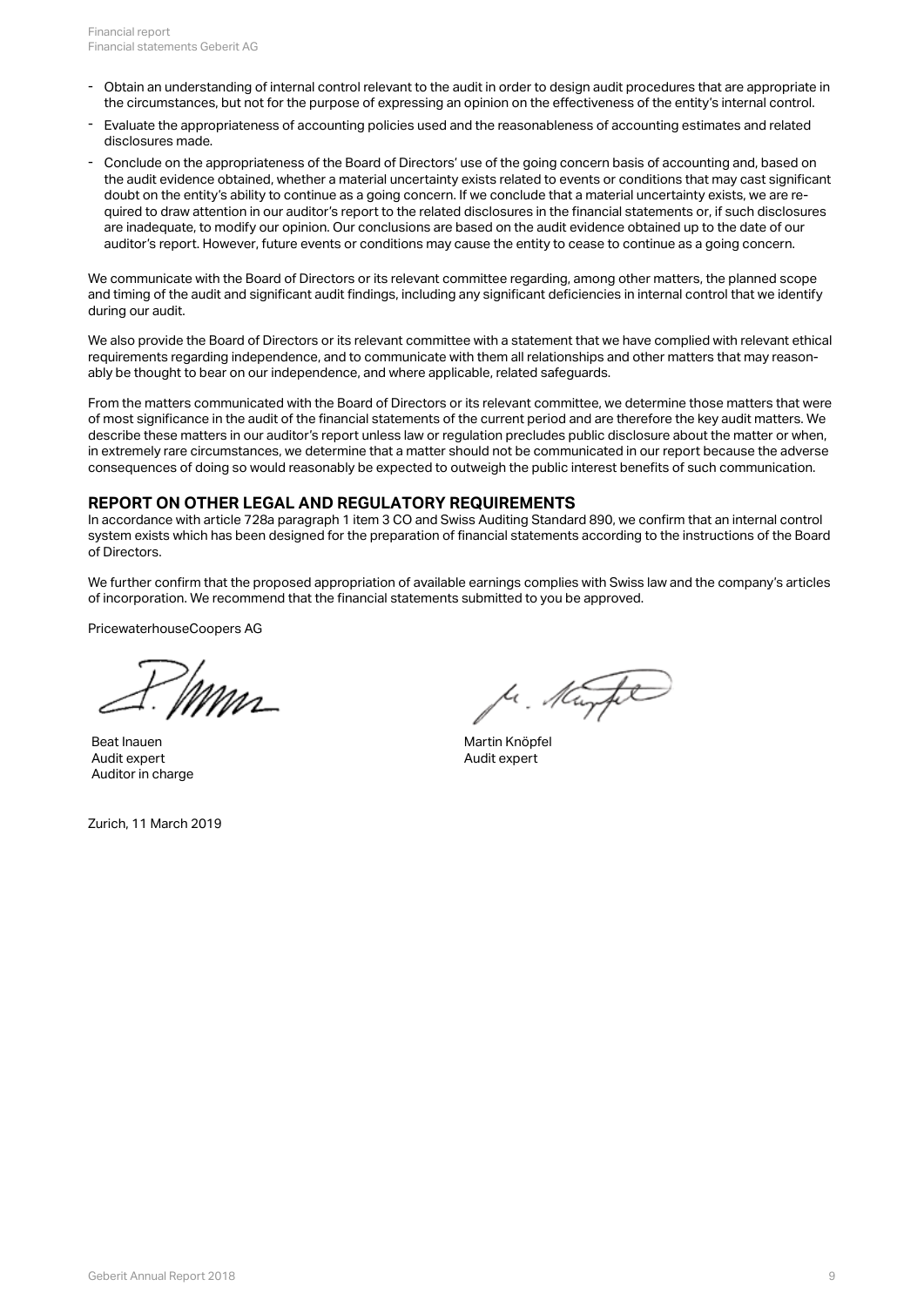- Obtain an understanding of internal control relevant to the audit in order to design audit procedures that are appropriate in the circumstances, but not for the purpose of expressing an opinion on the effectiveness of the entity's internal control.
- Evaluate the appropriateness of accounting policies used and the reasonableness of accounting estimates and related disclosures made.
- Conclude on the appropriateness of the Board of Directors' use of the going concern basis of accounting and, based on the audit evidence obtained, whether a material uncertainty exists related to events or conditions that may cast significant doubt on the entity's ability to continue as a going concern. If we conclude that a material uncertainty exists, we are required to draw attention in our auditor's report to the related disclosures in the financial statements or, if such disclosures are inadequate, to modify our opinion. Our conclusions are based on the audit evidence obtained up to the date of our auditor's report. However, future events or conditions may cause the entity to cease to continue as a going concern.

We communicate with the Board of Directors or its relevant committee regarding, among other matters, the planned scope and timing of the audit and significant audit findings, including any significant deficiencies in internal control that we identify during our audit.

We also provide the Board of Directors or its relevant committee with a statement that we have complied with relevant ethical requirements regarding independence, and to communicate with them all relationships and other matters that may reasonably be thought to bear on our independence, and where applicable, related safeguards.

From the matters communicated with the Board of Directors or its relevant committee, we determine those matters that were of most significance in the audit of the financial statements of the current period and are therefore the key audit matters. We describe these matters in our auditor's report unless law or regulation precludes public disclosure about the matter or when, in extremely rare circumstances, we determine that a matter should not be communicated in our report because the adverse consequences of doing so would reasonably be expected to outweigh the public interest benefits of such communication.

## REPORT ON OTHER LEGAL AND REGULATORY REQUIREMENTS

In accordance with article 728a paragraph 1 item 3 CO and Swiss Auditing Standard 890, we confirm that an internal control system exists which has been designed for the preparation of financial statements according to the instructions of the Board of Directors.

We further confirm that the proposed appropriation of available earnings complies with Swiss law and the company's articles of incorporation. We recommend that the financial statements submitted to you be approved.

PricewaterhouseCoopers AG

Beat Inauen
Audit expert
Auditor in charge

Martin Knöpfel
Audit expert

Zurich, 11 March 2019